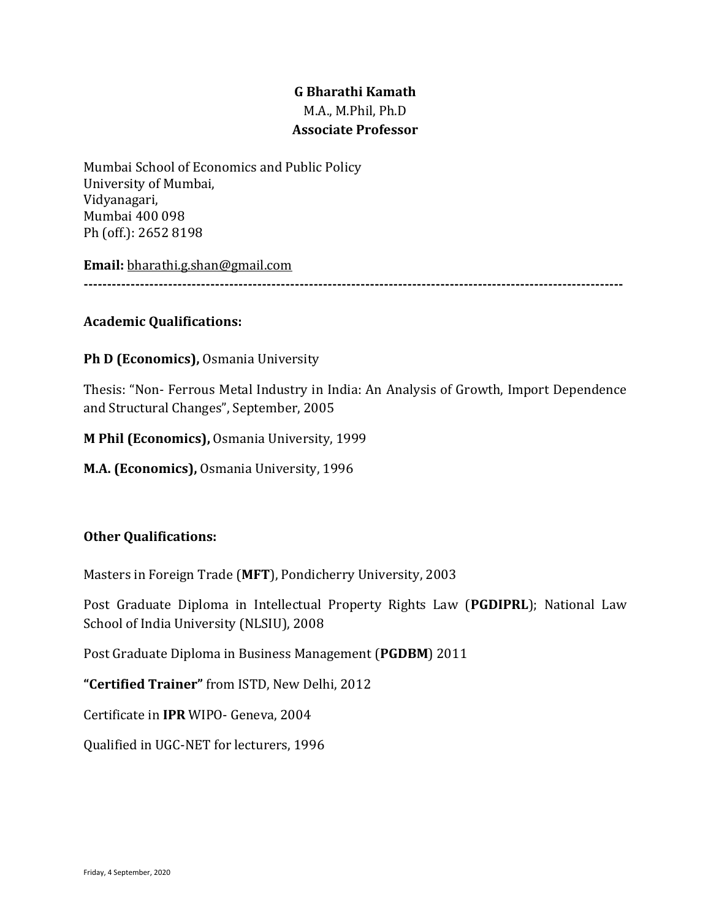**G Bharathi Kamath**

M.A., M.Phil, Ph.D

**Associate Professor**

Mumbai School of Economics and Public Policy
University of Mumbai,
Vidyanagari,
Mumbai 400 098
Ph (off.): 2652 8198

**Email:** bharathi.g.shan@gmail.com

---

## Academic Qualifications:

**Ph D (Economics),** Osmania University

Thesis: "Non- Ferrous Metal Industry in India: An Analysis of Growth, Import Dependence and Structural Changes", September, 2005

**M Phil (Economics),** Osmania University, 1999

**M.A. (Economics),** Osmania University, 1996

## Other Qualifications:

Masters in Foreign Trade (**MFT**), Pondicherry University, 2003

Post Graduate Diploma in Intellectual Property Rights Law (**PGDIPRL**); National Law School of India University (NLSIU), 2008

Post Graduate Diploma in Business Management (**PGDBM**) 2011

**"Certified Trainer"** from ISTD, New Delhi, 2012

Certificate in **IPR** WIPO- Geneva, 2004

Qualified in UGC-NET for lecturers, 1996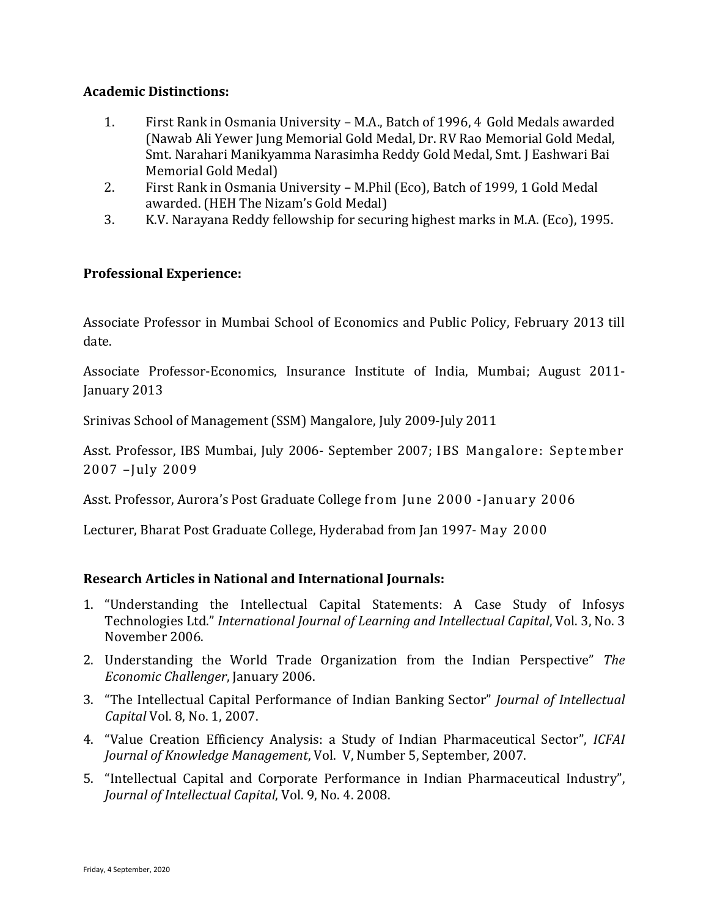**Academic Distinctions:**

1. First Rank in Osmania University – M.A., Batch of 1996, 4 Gold Medals awarded (Nawab Ali Yewer Jung Memorial Gold Medal, Dr. RV Rao Memorial Gold Medal, Smt. Narahari Manikyamma Narasimha Reddy Gold Medal, Smt. J Eashwari Bai Memorial Gold Medal)
2. First Rank in Osmania University – M.Phil (Eco), Batch of 1999, 1 Gold Medal awarded. (HEH The Nizam's Gold Medal)
3. K.V. Narayana Reddy fellowship for securing highest marks in M.A. (Eco), 1995.

**Professional Experience:**

Associate Professor in Mumbai School of Economics and Public Policy, February 2013 till date.

Associate Professor-Economics, Insurance Institute of India, Mumbai; August 2011- January 2013

Srinivas School of Management (SSM) Mangalore, July 2009-July 2011

Asst. Professor, IBS Mumbai, July 2006- September 2007; IBS Mangalore: September 2007 –July 2009

Asst. Professor, Aurora's Post Graduate College from June 2000 -January 2006

Lecturer, Bharat Post Graduate College, Hyderabad from Jan 1997- May 2000

**Research Articles in National and International Journals:**

1. "Understanding the Intellectual Capital Statements: A Case Study of Infosys Technologies Ltd." *International Journal of Learning and Intellectual Capital*, Vol. 3, No. 3 November 2006.
2. Understanding the World Trade Organization from the Indian Perspective" *The Economic Challenger*, January 2006.
3. "The Intellectual Capital Performance of Indian Banking Sector" *Journal of Intellectual Capital* Vol. 8, No. 1, 2007.
4. "Value Creation Efficiency Analysis: a Study of Indian Pharmaceutical Sector", *ICFAI Journal of Knowledge Management*, Vol. V, Number 5, September, 2007.
5. "Intellectual Capital and Corporate Performance in Indian Pharmaceutical Industry", *Journal of Intellectual Capital*, Vol. 9, No. 4. 2008.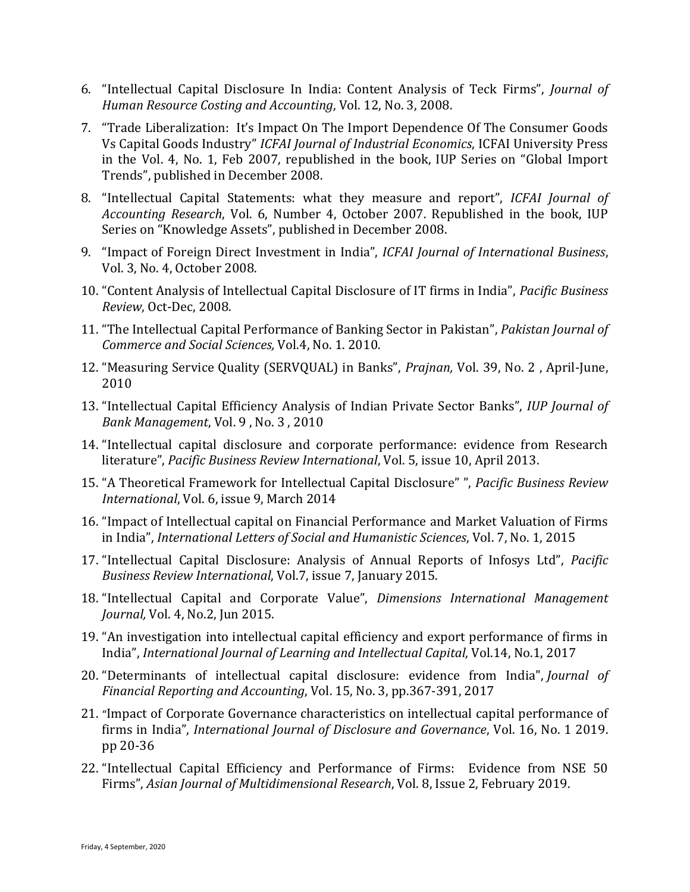6. "Intellectual Capital Disclosure In India: Content Analysis of Teck Firms", *Journal of Human Resource Costing and Accounting*, Vol. 12, No. 3, 2008.
7. "Trade Liberalization: It's Impact On The Import Dependence Of The Consumer Goods Vs Capital Goods Industry" *ICFAI Journal of Industrial Economics*, ICFAI University Press in the Vol. 4, No. 1, Feb 2007, republished in the book, IUP Series on "Global Import Trends", published in December 2008.
8. "Intellectual Capital Statements: what they measure and report", *ICFAI Journal of Accounting Research*, Vol. 6, Number 4, October 2007. Republished in the book, IUP Series on "Knowledge Assets", published in December 2008.
9. "Impact of Foreign Direct Investment in India", *ICFAI Journal of International Business*, Vol. 3, No. 4, October 2008.
10. "Content Analysis of Intellectual Capital Disclosure of IT firms in India", *Pacific Business Review*, Oct-Dec, 2008.
11. "The Intellectual Capital Performance of Banking Sector in Pakistan", *Pakistan Journal of Commerce and Social Sciences,* Vol.4, No. 1. 2010.
12. "Measuring Service Quality (SERVQUAL) in Banks", *Prajnan,* Vol. 39, No. 2 , April-June, 2010
13. "Intellectual Capital Efficiency Analysis of Indian Private Sector Banks", *IUP Journal of Bank Management*, Vol. 9 , No. 3 , 2010
14. "Intellectual capital disclosure and corporate performance: evidence from Research literature", *Pacific Business Review International*, Vol. 5, issue 10, April 2013.
15. "A Theoretical Framework for Intellectual Capital Disclosure" ", *Pacific Business Review International*, Vol. 6, issue 9, March 2014
16. "Impact of Intellectual capital on Financial Performance and Market Valuation of Firms in India", *International Letters of Social and Humanistic Sciences*, Vol. 7, No. 1, 2015
17. "Intellectual Capital Disclosure: Analysis of Annual Reports of Infosys Ltd", *Pacific Business Review International*, Vol.7, issue 7, January 2015.
18. "Intellectual Capital and Corporate Value", *Dimensions International Management Journal,* Vol. 4, No.2, Jun 2015.
19. "An investigation into intellectual capital efficiency and export performance of firms in India", *International Journal of Learning and Intellectual Capital*, Vol.14, No.1, 2017
20. "Determinants of intellectual capital disclosure: evidence from India", *Journal of Financial Reporting and Accounting*, Vol. 15, No. 3, pp.367-391, 2017
21. "Impact of Corporate Governance characteristics on intellectual capital performance of firms in India", *International Journal of Disclosure and Governance*, Vol. 16, No. 1 2019. pp 20-36
22. "Intellectual Capital Efficiency and Performance of Firms: Evidence from NSE 50 Firms", *Asian Journal of Multidimensional Research*, Vol. 8, Issue 2, February 2019.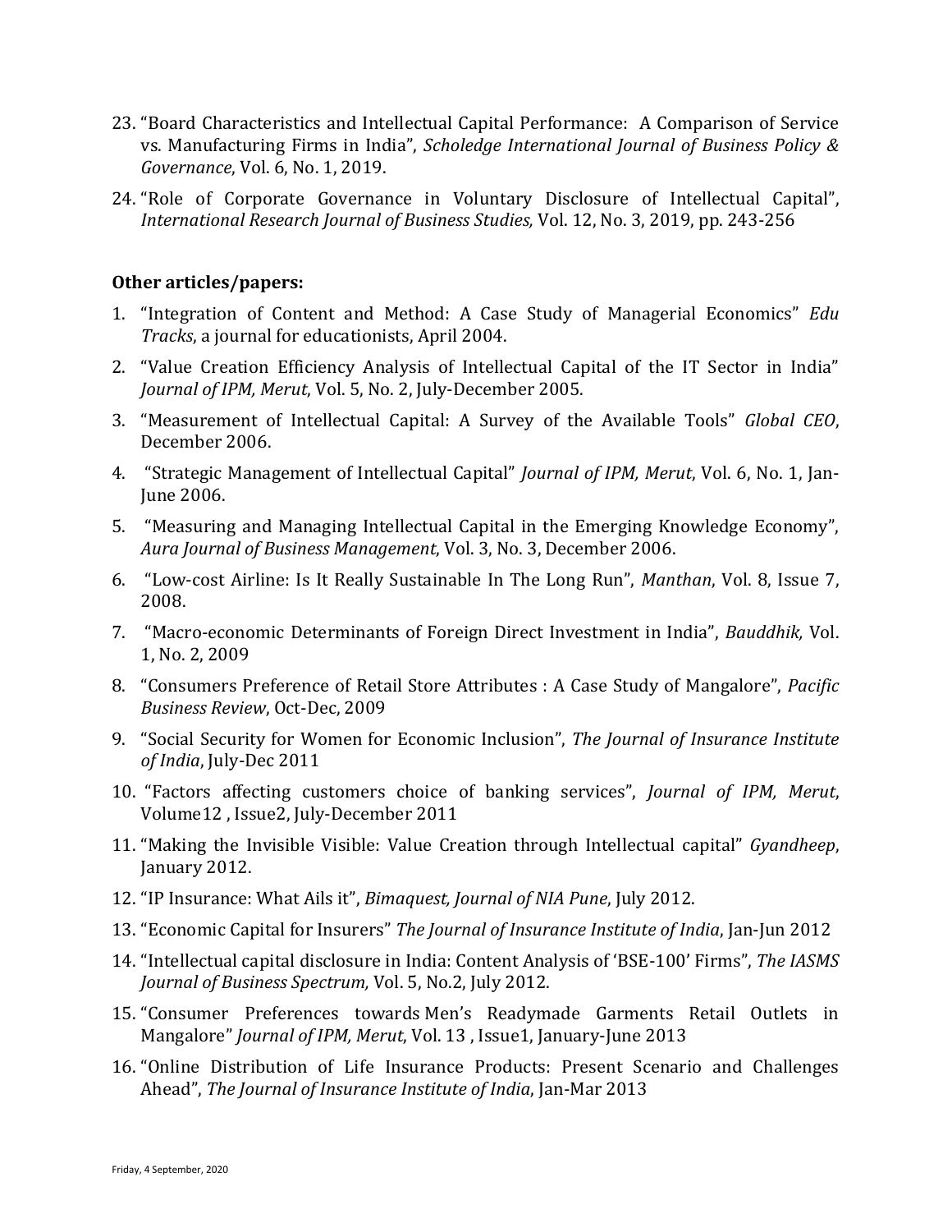23. "Board Characteristics and Intellectual Capital Performance: A Comparison of Service vs. Manufacturing Firms in India", *Scholedge International Journal of Business Policy & Governance*, Vol. 6, No. 1, 2019.
24. "Role of Corporate Governance in Voluntary Disclosure of Intellectual Capital", *International Research Journal of Business Studies,* Vol. 12, No. 3, 2019, pp. 243-256

**Other articles/papers:**

1. "Integration of Content and Method: A Case Study of Managerial Economics" *Edu Tracks*, a journal for educationists, April 2004.
2. "Value Creation Efficiency Analysis of Intellectual Capital of the IT Sector in India" *Journal of IPM, Merut*, Vol. 5, No. 2, July-December 2005.
3. "Measurement of Intellectual Capital: A Survey of the Available Tools" *Global CEO*, December 2006.
4. "Strategic Management of Intellectual Capital" *Journal of IPM, Merut*, Vol. 6, No. 1, Jan-June 2006.
5. "Measuring and Managing Intellectual Capital in the Emerging Knowledge Economy", *Aura Journal of Business Management*, Vol. 3, No. 3, December 2006.
6. "Low-cost Airline: Is It Really Sustainable In The Long Run", *Manthan*, Vol. 8, Issue 7, 2008.
7. "Macro-economic Determinants of Foreign Direct Investment in India", *Bauddhik,* Vol. 1, No. 2, 2009
8. "Consumers Preference of Retail Store Attributes : A Case Study of Mangalore", *Pacific Business Review*, Oct-Dec, 2009
9. "Social Security for Women for Economic Inclusion", *The Journal of Insurance Institute of India*, July-Dec 2011
10. "Factors affecting customers choice of banking services", *Journal of IPM, Merut*, Volume12 , Issue2, July-December 2011
11. "Making the Invisible Visible: Value Creation through Intellectual capital" *Gyandheep*, January 2012.
12. "IP Insurance: What Ails it", *Bimaquest, Journal of NIA Pune*, July 2012.
13. "Economic Capital for Insurers" *The Journal of Insurance Institute of India*, Jan-Jun 2012
14. "Intellectual capital disclosure in India: Content Analysis of 'BSE-100' Firms", *The IASMS Journal of Business Spectrum,* Vol. 5, No.2, July 2012.
15. "Consumer Preferences towards Men's Readymade Garments Retail Outlets in Mangalore" *Journal of IPM, Merut*, Vol. 13 , Issue1, January-June 2013
16. "Online Distribution of Life Insurance Products: Present Scenario and Challenges Ahead", *The Journal of Insurance Institute of India*, Jan-Mar 2013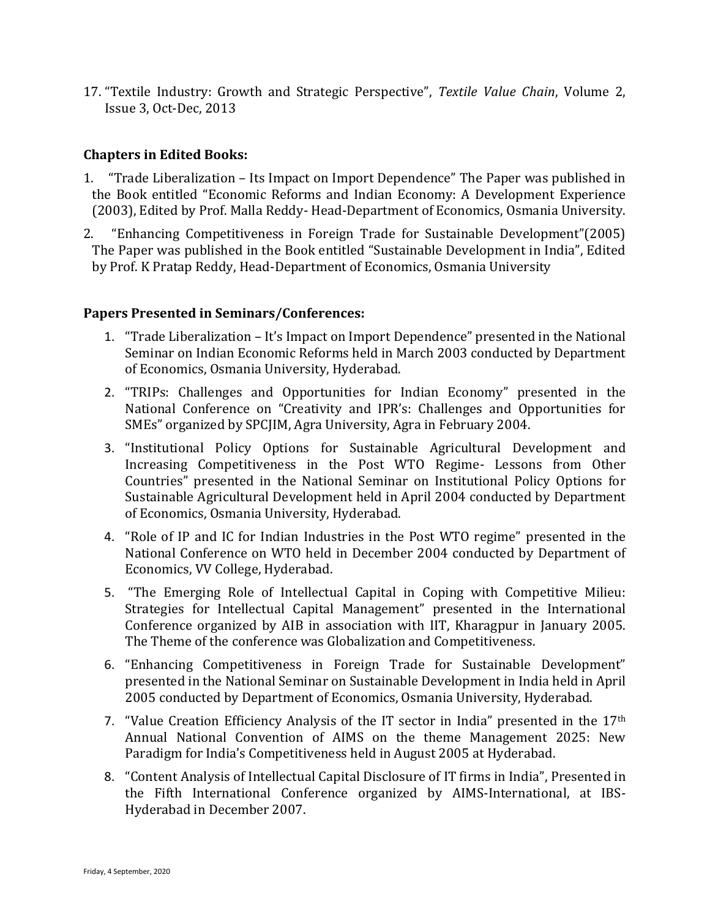17. "Textile Industry: Growth and Strategic Perspective", *Textile Value Chain*, Volume 2, Issue 3, Oct-Dec, 2013

**Chapters in Edited Books:**

1. "Trade Liberalization – Its Impact on Import Dependence" The Paper was published in the Book entitled "Economic Reforms and Indian Economy: A Development Experience (2003), Edited by Prof. Malla Reddy- Head-Department of Economics, Osmania University.
2. "Enhancing Competitiveness in Foreign Trade for Sustainable Development"(2005) The Paper was published in the Book entitled "Sustainable Development in India", Edited by Prof. K Pratap Reddy, Head-Department of Economics, Osmania University

**Papers Presented in Seminars/Conferences:**

1. "Trade Liberalization – It's Impact on Import Dependence" presented in the National Seminar on Indian Economic Reforms held in March 2003 conducted by Department of Economics, Osmania University, Hyderabad.
2. "TRIPs: Challenges and Opportunities for Indian Economy" presented in the National Conference on "Creativity and IPR's: Challenges and Opportunities for SMEs" organized by SPCJIM, Agra University, Agra in February 2004.
3. "Institutional Policy Options for Sustainable Agricultural Development and Increasing Competitiveness in the Post WTO Regime- Lessons from Other Countries" presented in the National Seminar on Institutional Policy Options for Sustainable Agricultural Development held in April 2004 conducted by Department of Economics, Osmania University, Hyderabad.
4. "Role of IP and IC for Indian Industries in the Post WTO regime" presented in the National Conference on WTO held in December 2004 conducted by Department of Economics, VV College, Hyderabad.
5. "The Emerging Role of Intellectual Capital in Coping with Competitive Milieu: Strategies for Intellectual Capital Management" presented in the International Conference organized by AIB in association with IIT, Kharagpur in January 2005. The Theme of the conference was Globalization and Competitiveness.
6. "Enhancing Competitiveness in Foreign Trade for Sustainable Development" presented in the National Seminar on Sustainable Development in India held in April 2005 conducted by Department of Economics, Osmania University, Hyderabad.
7. "Value Creation Efficiency Analysis of the IT sector in India" presented in the 17th Annual National Convention of AIMS on the theme Management 2025: New Paradigm for India's Competitiveness held in August 2005 at Hyderabad.
8. "Content Analysis of Intellectual Capital Disclosure of IT firms in India", Presented in the Fifth International Conference organized by AIMS-International, at IBS-Hyderabad in December 2007.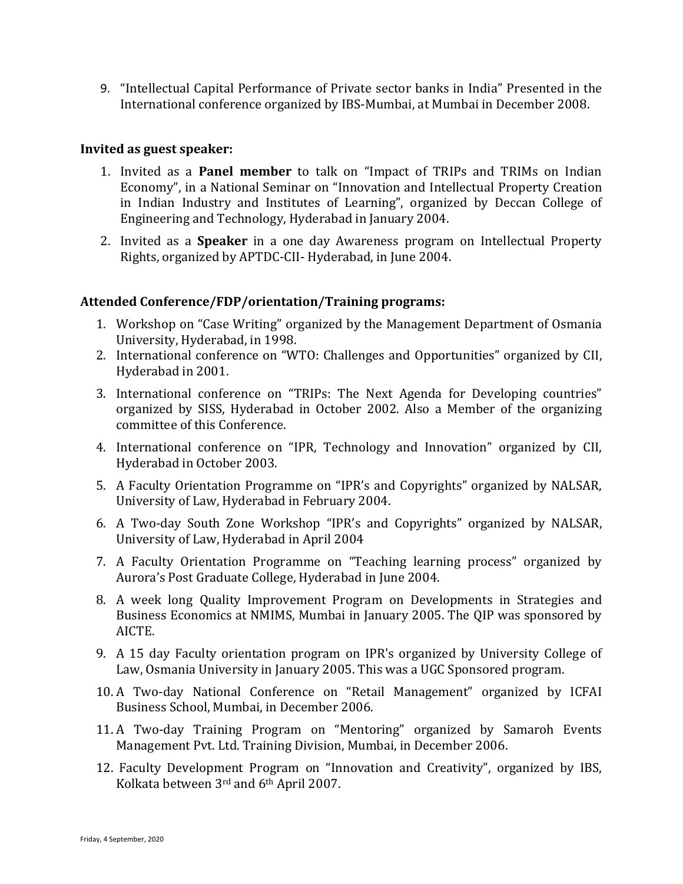9. "Intellectual Capital Performance of Private sector banks in India" Presented in the International conference organized by IBS-Mumbai, at Mumbai in December 2008.

**Invited as guest speaker:**

1. Invited as a **Panel member** to talk on "Impact of TRIPs and TRIMs on Indian Economy", in a National Seminar on "Innovation and Intellectual Property Creation in Indian Industry and Institutes of Learning", organized by Deccan College of Engineering and Technology, Hyderabad in January 2004.
2. Invited as a **Speaker** in a one day Awareness program on Intellectual Property Rights, organized by APTDC-CII- Hyderabad, in June 2004.

**Attended Conference/FDP/orientation/Training programs:**

1. Workshop on "Case Writing" organized by the Management Department of Osmania University, Hyderabad, in 1998.
2. International conference on "WTO: Challenges and Opportunities" organized by CII, Hyderabad in 2001.
3. International conference on "TRIPs: The Next Agenda for Developing countries" organized by SISS, Hyderabad in October 2002. Also a Member of the organizing committee of this Conference.
4. International conference on "IPR, Technology and Innovation" organized by CII, Hyderabad in October 2003.
5. A Faculty Orientation Programme on "IPR's and Copyrights" organized by NALSAR, University of Law, Hyderabad in February 2004.
6. A Two-day South Zone Workshop "IPR's and Copyrights" organized by NALSAR, University of Law, Hyderabad in April 2004
7. A Faculty Orientation Programme on "Teaching learning process" organized by Aurora's Post Graduate College, Hyderabad in June 2004.
8. A week long Quality Improvement Program on Developments in Strategies and Business Economics at NMIMS, Mumbai in January 2005. The QIP was sponsored by AICTE.
9. A 15 day Faculty orientation program on IPR's organized by University College of Law, Osmania University in January 2005. This was a UGC Sponsored program.
10. A Two-day National Conference on "Retail Management" organized by ICFAI Business School, Mumbai, in December 2006.
11. A Two-day Training Program on "Mentoring" organized by Samaroh Events Management Pvt. Ltd. Training Division, Mumbai, in December 2006.
12. Faculty Development Program on "Innovation and Creativity", organized by IBS, Kolkata between 3rd and 6th April 2007.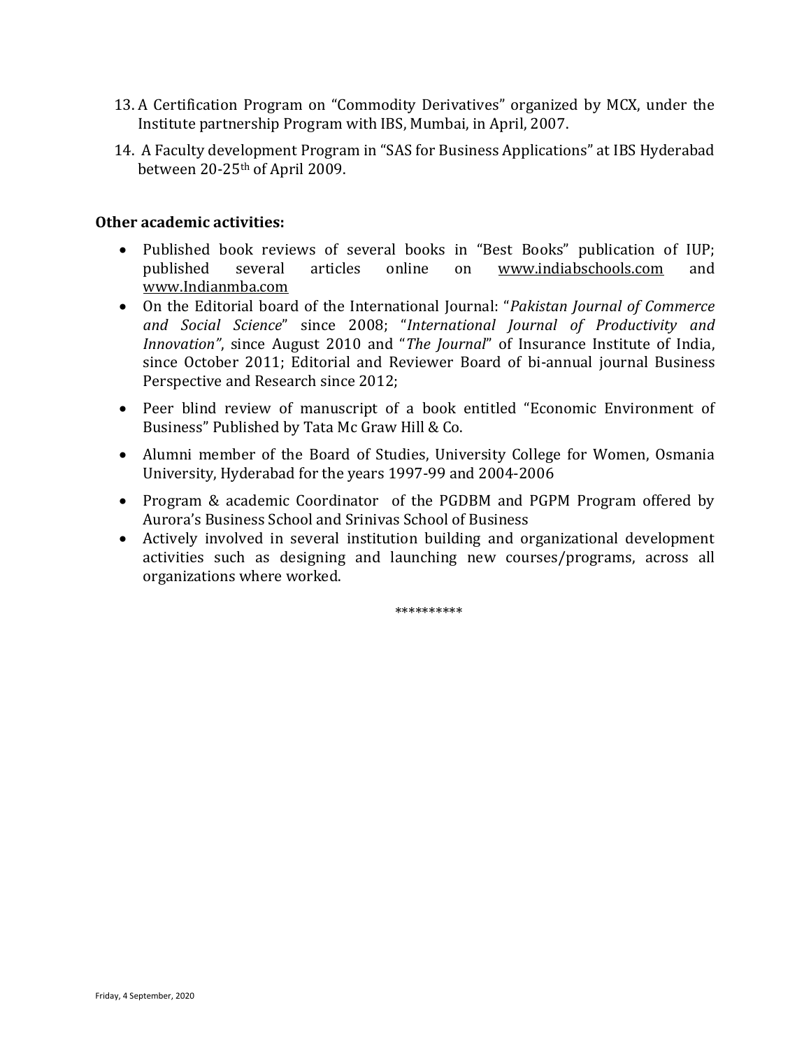13. A Certification Program on "Commodity Derivatives" organized by MCX, under the Institute partnership Program with IBS, Mumbai, in April, 2007.
14. A Faculty development Program in "SAS for Business Applications" at IBS Hyderabad between 20-25th of April 2009.

**Other academic activities:**

- Published book reviews of several books in "Best Books" publication of IUP; published several articles online on www.indiabschools.com and www.Indianmba.com
- On the Editorial board of the International Journal: "*Pakistan Journal of Commerce and Social Science*" since 2008; "*International Journal of Productivity and Innovation"*, since August 2010 and "*The Journal*" of Insurance Institute of India, since October 2011; Editorial and Reviewer Board of bi-annual journal Business Perspective and Research since 2012;
- Peer blind review of manuscript of a book entitled "Economic Environment of Business" Published by Tata Mc Graw Hill & Co.
- Alumni member of the Board of Studies, University College for Women, Osmania University, Hyderabad for the years 1997-99 and 2004-2006
- Program & academic Coordinator of the PGDBM and PGPM Program offered by Aurora's Business School and Srinivas School of Business
- Actively involved in several institution building and organizational development activities such as designing and launching new courses/programs, across all organizations where worked.

**********